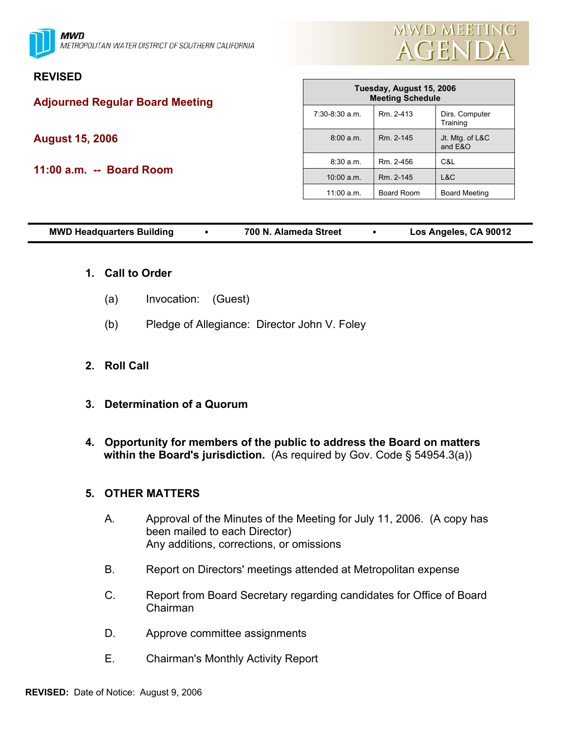**MWD**
METROPOLITAN WATER DISTRICT OF SOUTHERN CALIFORNIA

MWD MEETING AGENDA

**REVISED**

## Adjourned Regular Board Meeting

## August 15, 2006

## 11:00 a.m. -- Board Room

| Tuesday, August 15, 2006 Meeting Schedule | | |
|---|---|---|
| 7:30-8:30 a.m. | Rm. 2-413 | Dirs. Computer Training |
| 8:00 a.m. | Rm. 2-145 | Jt. Mtg. of L&C and E&O |
| 8:30 a.m. | Rm. 2-456 | C&L |
| 10:00 a.m. | Rm. 2-145 | L&C |
| 11:00 a.m. | Board Room | Board Meeting |

**MWD Headquarters Building • 700 N. Alameda Street • Los Angeles, CA 90012**

1. **Call to Order**

   (a) Invocation: (Guest)

   (b) Pledge of Allegiance: Director John V. Foley

2. **Roll Call**

3. **Determination of a Quorum**

4. **Opportunity for members of the public to address the Board on matters within the Board's jurisdiction.** (As required by Gov. Code § 54954.3(a))

5. **OTHER MATTERS**

   A. Approval of the Minutes of the Meeting for July 11, 2006. (A copy has been mailed to each Director)
   Any additions, corrections, or omissions

   B. Report on Directors' meetings attended at Metropolitan expense

   C. Report from Board Secretary regarding candidates for Office of Board Chairman

   D. Approve committee assignments

   E. Chairman's Monthly Activity Report

**REVISED:** Date of Notice: August 9, 2006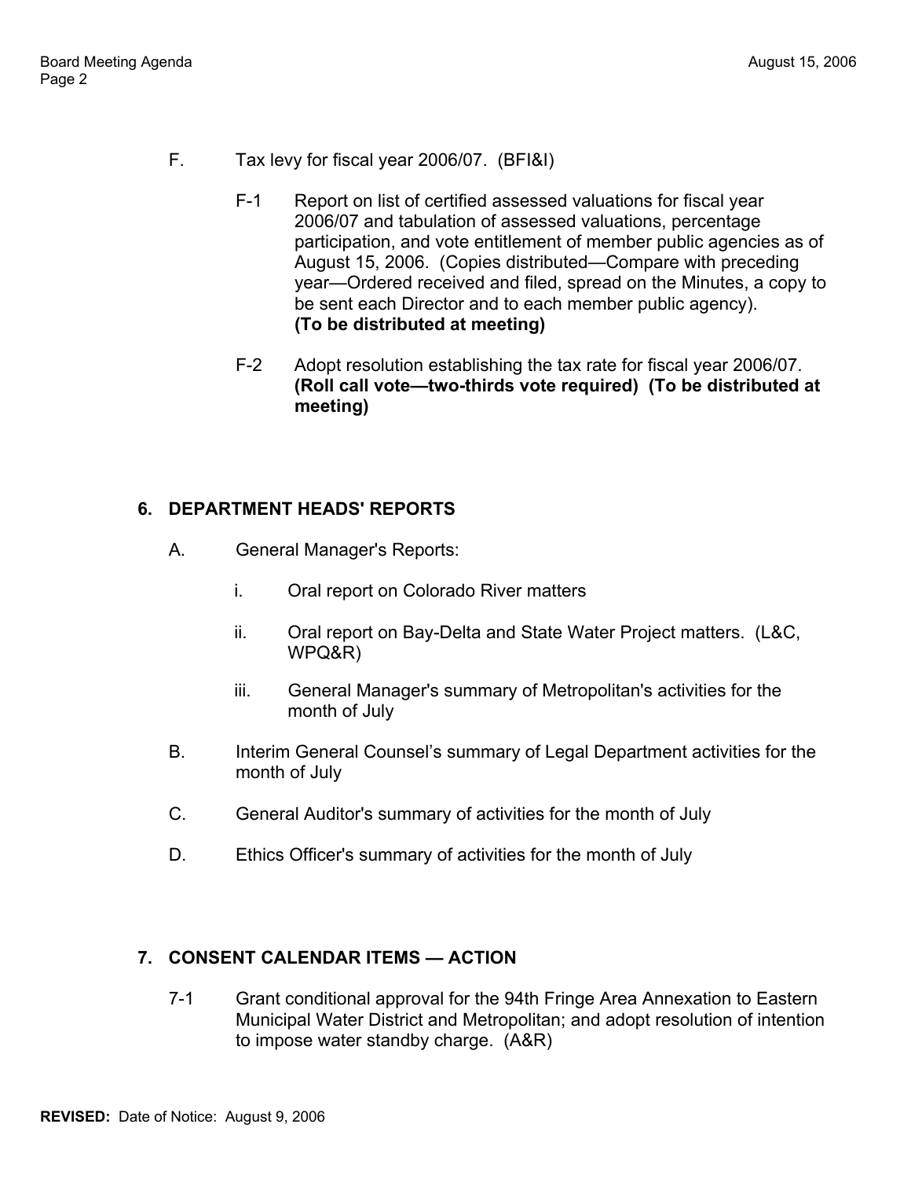F. Tax levy for fiscal year 2006/07. (BFI&I)

  F-1 Report on list of certified assessed valuations for fiscal year 2006/07 and tabulation of assessed valuations, percentage participation, and vote entitlement of member public agencies as of August 15, 2006. (Copies distributed—Compare with preceding year—Ordered received and filed, spread on the Minutes, a copy to be sent each Director and to each member public agency). **(To be distributed at meeting)**

  F-2 Adopt resolution establishing the tax rate for fiscal year 2006/07. **(Roll call vote—two-thirds vote required) (To be distributed at meeting)**

## 6. DEPARTMENT HEADS' REPORTS

A. General Manager's Reports:

  i. Oral report on Colorado River matters

  ii. Oral report on Bay-Delta and State Water Project matters. (L&C, WPQ&R)

  iii. General Manager's summary of Metropolitan's activities for the month of July

B. Interim General Counsel's summary of Legal Department activities for the month of July

C. General Auditor's summary of activities for the month of July

D. Ethics Officer's summary of activities for the month of July

## 7. CONSENT CALENDAR ITEMS — ACTION

7-1 Grant conditional approval for the 94th Fringe Area Annexation to Eastern Municipal Water District and Metropolitan; and adopt resolution of intention to impose water standby charge. (A&R)

**REVISED:** Date of Notice: August 9, 2006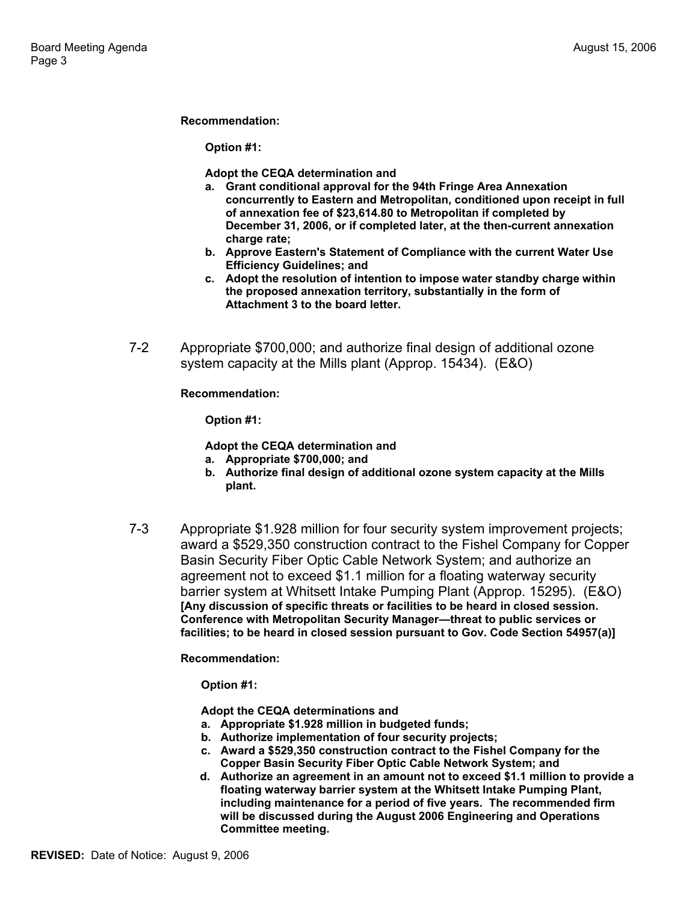**Recommendation:**

**Option #1:**

**Adopt the CEQA determination and**

- **a. Grant conditional approval for the 94th Fringe Area Annexation concurrently to Eastern and Metropolitan, conditioned upon receipt in full of annexation fee of $23,614.80 to Metropolitan if completed by December 31, 2006, or if completed later, at the then-current annexation charge rate;**
- **b. Approve Eastern's Statement of Compliance with the current Water Use Efficiency Guidelines; and**
- **c. Adopt the resolution of intention to impose water standby charge within the proposed annexation territory, substantially in the form of Attachment 3 to the board letter.**

7-2 Appropriate $700,000; and authorize final design of additional ozone system capacity at the Mills plant (Approp. 15434). (E&O)

**Recommendation:**

**Option #1:**

**Adopt the CEQA determination and**

- **a. Appropriate $700,000; and**
- **b. Authorize final design of additional ozone system capacity at the Mills plant.**

7-3 Appropriate $1.928 million for four security system improvement projects; award a $529,350 construction contract to the Fishel Company for Copper Basin Security Fiber Optic Cable Network System; and authorize an agreement not to exceed $1.1 million for a floating waterway security barrier system at Whitsett Intake Pumping Plant (Approp. 15295). (E&O) **[Any discussion of specific threats or facilities to be heard in closed session. Conference with Metropolitan Security Manager—threat to public services or facilities; to be heard in closed session pursuant to Gov. Code Section 54957(a)]**

**Recommendation:**

**Option #1:**

**Adopt the CEQA determinations and**

- **a. Appropriate $1.928 million in budgeted funds;**
- **b. Authorize implementation of four security projects;**
- **c. Award a $529,350 construction contract to the Fishel Company for the Copper Basin Security Fiber Optic Cable Network System; and**
- **d. Authorize an agreement in an amount not to exceed $1.1 million to provide a floating waterway barrier system at the Whitsett Intake Pumping Plant, including maintenance for a period of five years. The recommended firm will be discussed during the August 2006 Engineering and Operations Committee meeting.**

**REVISED:** Date of Notice: August 9, 2006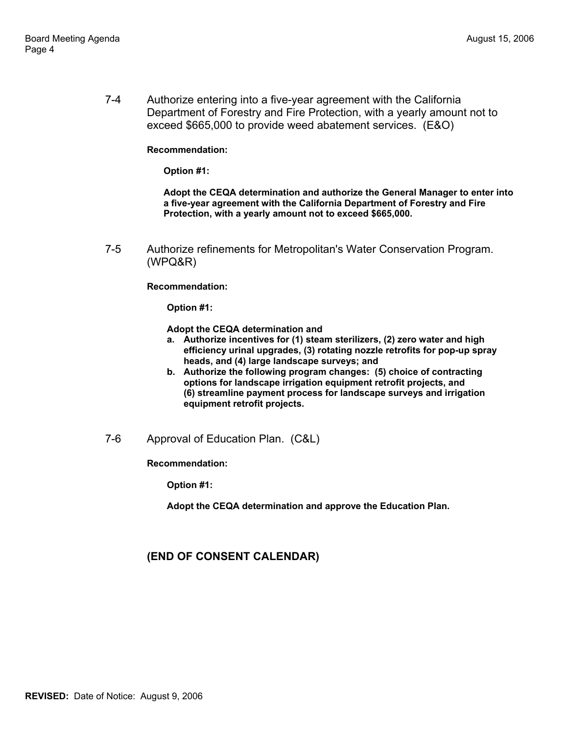7-4 Authorize entering into a five-year agreement with the California Department of Forestry and Fire Protection, with a yearly amount not to exceed $665,000 to provide weed abatement services. (E&O)

**Recommendation:**

**Option #1:**

**Adopt the CEQA determination and authorize the General Manager to enter into a five-year agreement with the California Department of Forestry and Fire Protection, with a yearly amount not to exceed $665,000.**

7-5 Authorize refinements for Metropolitan's Water Conservation Program. (WPQ&R)

**Recommendation:**

**Option #1:**

**Adopt the CEQA determination and**

**a. Authorize incentives for (1) steam sterilizers, (2) zero water and high efficiency urinal upgrades, (3) rotating nozzle retrofits for pop-up spray heads, and (4) large landscape surveys; and**

**b. Authorize the following program changes: (5) choice of contracting options for landscape irrigation equipment retrofit projects, and (6) streamline payment process for landscape surveys and irrigation equipment retrofit projects.**

7-6 Approval of Education Plan. (C&L)

**Recommendation:**

**Option #1:**

**Adopt the CEQA determination and approve the Education Plan.**

**(END OF CONSENT CALENDAR)**

**REVISED:** Date of Notice: August 9, 2006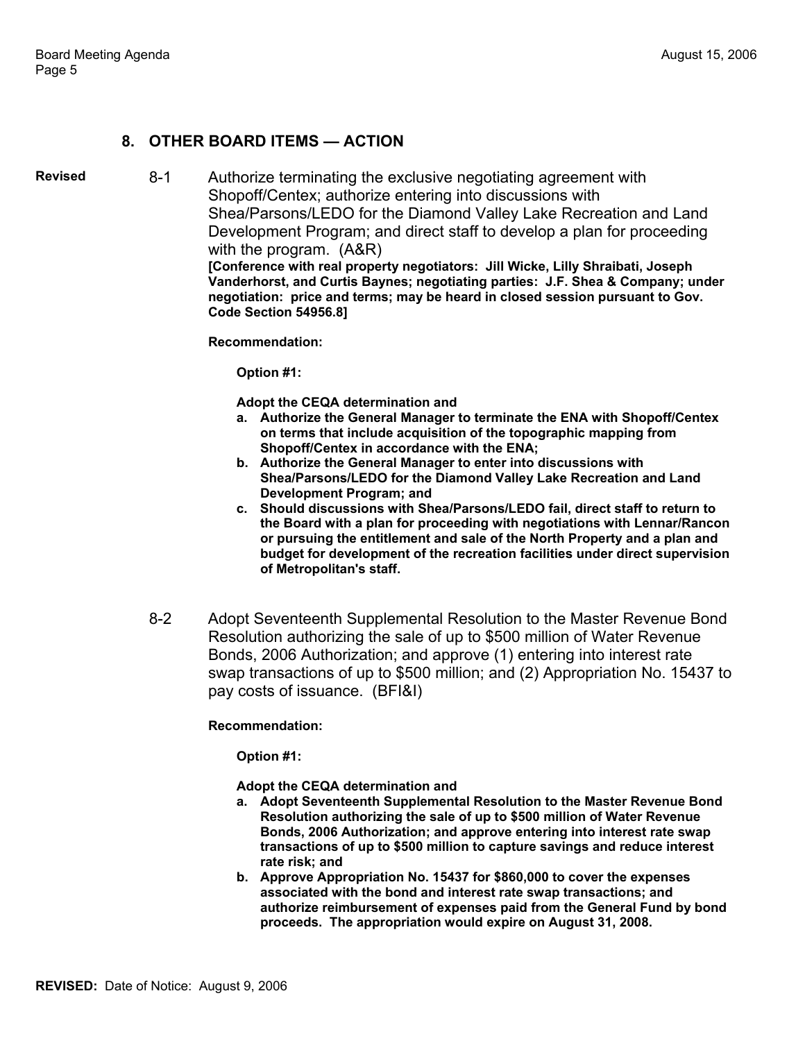## 8. OTHER BOARD ITEMS — ACTION

**Revised**

8-1 Authorize terminating the exclusive negotiating agreement with Shopoff/Centex; authorize entering into discussions with Shea/Parsons/LEDO for the Diamond Valley Lake Recreation and Land Development Program; and direct staff to develop a plan for proceeding with the program. (A&R)
**[Conference with real property negotiators: Jill Wicke, Lilly Shraibati, Joseph Vanderhorst, and Curtis Baynes; negotiating parties: J.F. Shea & Company; under negotiation: price and terms; may be heard in closed session pursuant to Gov. Code Section 54956.8]**

**Recommendation:**

**Option #1:**

**Adopt the CEQA determination and**

- **a. Authorize the General Manager to terminate the ENA with Shopoff/Centex on terms that include acquisition of the topographic mapping from Shopoff/Centex in accordance with the ENA;**
- **b. Authorize the General Manager to enter into discussions with Shea/Parsons/LEDO for the Diamond Valley Lake Recreation and Land Development Program; and**
- **c. Should discussions with Shea/Parsons/LEDO fail, direct staff to return to the Board with a plan for proceeding with negotiations with Lennar/Rancon or pursuing the entitlement and sale of the North Property and a plan and budget for development of the recreation facilities under direct supervision of Metropolitan's staff.**

8-2 Adopt Seventeenth Supplemental Resolution to the Master Revenue Bond Resolution authorizing the sale of up to $500 million of Water Revenue Bonds, 2006 Authorization; and approve (1) entering into interest rate swap transactions of up to $500 million; and (2) Appropriation No. 15437 to pay costs of issuance. (BFI&I)

**Recommendation:**

**Option #1:**

**Adopt the CEQA determination and**

- **a. Adopt Seventeenth Supplemental Resolution to the Master Revenue Bond Resolution authorizing the sale of up to $500 million of Water Revenue Bonds, 2006 Authorization; and approve entering into interest rate swap transactions of up to $500 million to capture savings and reduce interest rate risk; and**
- **b. Approve Appropriation No. 15437 for $860,000 to cover the expenses associated with the bond and interest rate swap transactions; and authorize reimbursement of expenses paid from the General Fund by bond proceeds. The appropriation would expire on August 31, 2008.**

**REVISED:** Date of Notice: August 9, 2006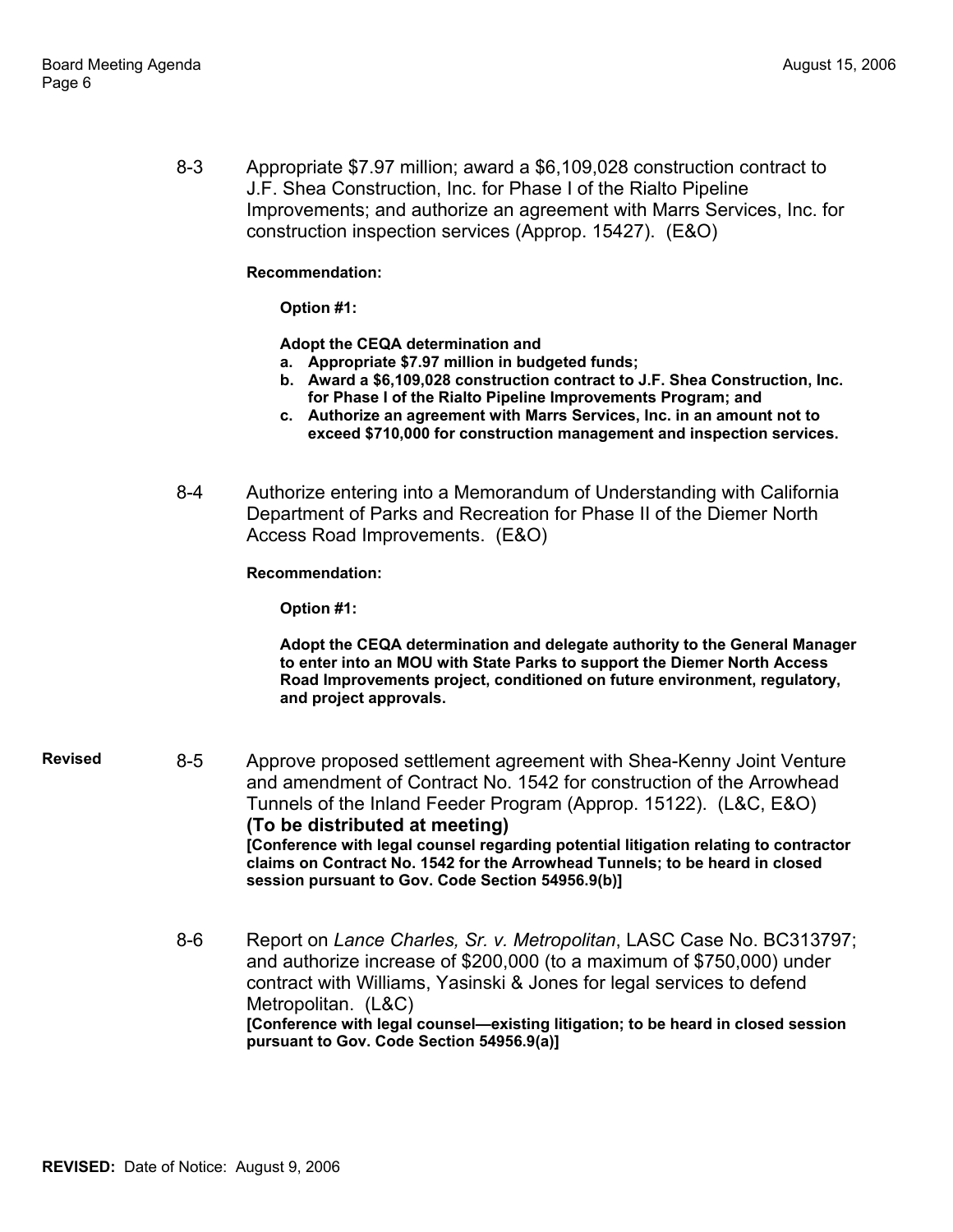8-3 Appropriate $7.97 million; award a $6,109,028 construction contract to J.F. Shea Construction, Inc. for Phase I of the Rialto Pipeline Improvements; and authorize an agreement with Marrs Services, Inc. for construction inspection services (Approp. 15427). (E&O)

**Recommendation:**

**Option #1:**

**Adopt the CEQA determination and**

- **a. Appropriate $7.97 million in budgeted funds;**
- **b. Award a $6,109,028 construction contract to J.F. Shea Construction, Inc. for Phase I of the Rialto Pipeline Improvements Program; and**
- **c. Authorize an agreement with Marrs Services, Inc. in an amount not to exceed $710,000 for construction management and inspection services.**

8-4 Authorize entering into a Memorandum of Understanding with California Department of Parks and Recreation for Phase II of the Diemer North Access Road Improvements. (E&O)

**Recommendation:**

**Option #1:**

**Adopt the CEQA determination and delegate authority to the General Manager to enter into an MOU with State Parks to support the Diemer North Access Road Improvements project, conditioned on future environment, regulatory, and project approvals.**

**Revised** 8-5 Approve proposed settlement agreement with Shea-Kenny Joint Venture and amendment of Contract No. 1542 for construction of the Arrowhead Tunnels of the Inland Feeder Program (Approp. 15122). (L&C, E&O)
**(To be distributed at meeting)**
**[Conference with legal counsel regarding potential litigation relating to contractor claims on Contract No. 1542 for the Arrowhead Tunnels; to be heard in closed session pursuant to Gov. Code Section 54956.9(b)]**

8-6 Report on *Lance Charles, Sr. v. Metropolitan*, LASC Case No. BC313797; and authorize increase of $200,000 (to a maximum of $750,000) under contract with Williams, Yasinski & Jones for legal services to defend Metropolitan. (L&C)
**[Conference with legal counsel—existing litigation; to be heard in closed session pursuant to Gov. Code Section 54956.9(a)]**

**REVISED:** Date of Notice: August 9, 2006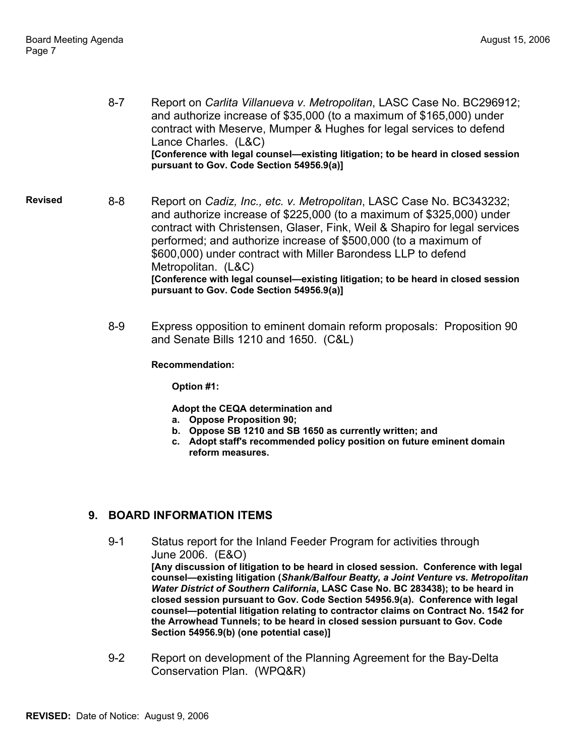8-7 Report on *Carlita Villanueva v. Metropolitan*, LASC Case No. BC296912; and authorize increase of $35,000 (to a maximum of $165,000) under contract with Meserve, Mumper & Hughes for legal services to defend Lance Charles. (L&C)
**[Conference with legal counsel—existing litigation; to be heard in closed session pursuant to Gov. Code Section 54956.9(a)]**

**Revised** 8-8 Report on *Cadiz, Inc., etc. v. Metropolitan*, LASC Case No. BC343232; and authorize increase of $225,000 (to a maximum of $325,000) under contract with Christensen, Glaser, Fink, Weil & Shapiro for legal services performed; and authorize increase of $500,000 (to a maximum of $600,000) under contract with Miller Barondess LLP to defend Metropolitan. (L&C)
**[Conference with legal counsel—existing litigation; to be heard in closed session pursuant to Gov. Code Section 54956.9(a)]**

8-9 Express opposition to eminent domain reform proposals: Proposition 90 and Senate Bills 1210 and 1650. (C&L)

**Recommendation:**

**Option #1:**

**Adopt the CEQA determination and**

**a. Oppose Proposition 90;**
**b. Oppose SB 1210 and SB 1650 as currently written; and**
**c. Adopt staff's recommended policy position on future eminent domain reform measures.**

## 9. BOARD INFORMATION ITEMS

9-1 Status report for the Inland Feeder Program for activities through June 2006. (E&O)
**[Any discussion of litigation to be heard in closed session. Conference with legal counsel—existing litigation (*Shank/Balfour Beatty, a Joint Venture vs. Metropolitan Water District of Southern California*, LASC Case No. BC 283438); to be heard in closed session pursuant to Gov. Code Section 54956.9(a). Conference with legal counsel—potential litigation relating to contractor claims on Contract No. 1542 for the Arrowhead Tunnels; to be heard in closed session pursuant to Gov. Code Section 54956.9(b) (one potential case)]**

9-2 Report on development of the Planning Agreement for the Bay-Delta Conservation Plan. (WPQ&R)

**REVISED:** Date of Notice: August 9, 2006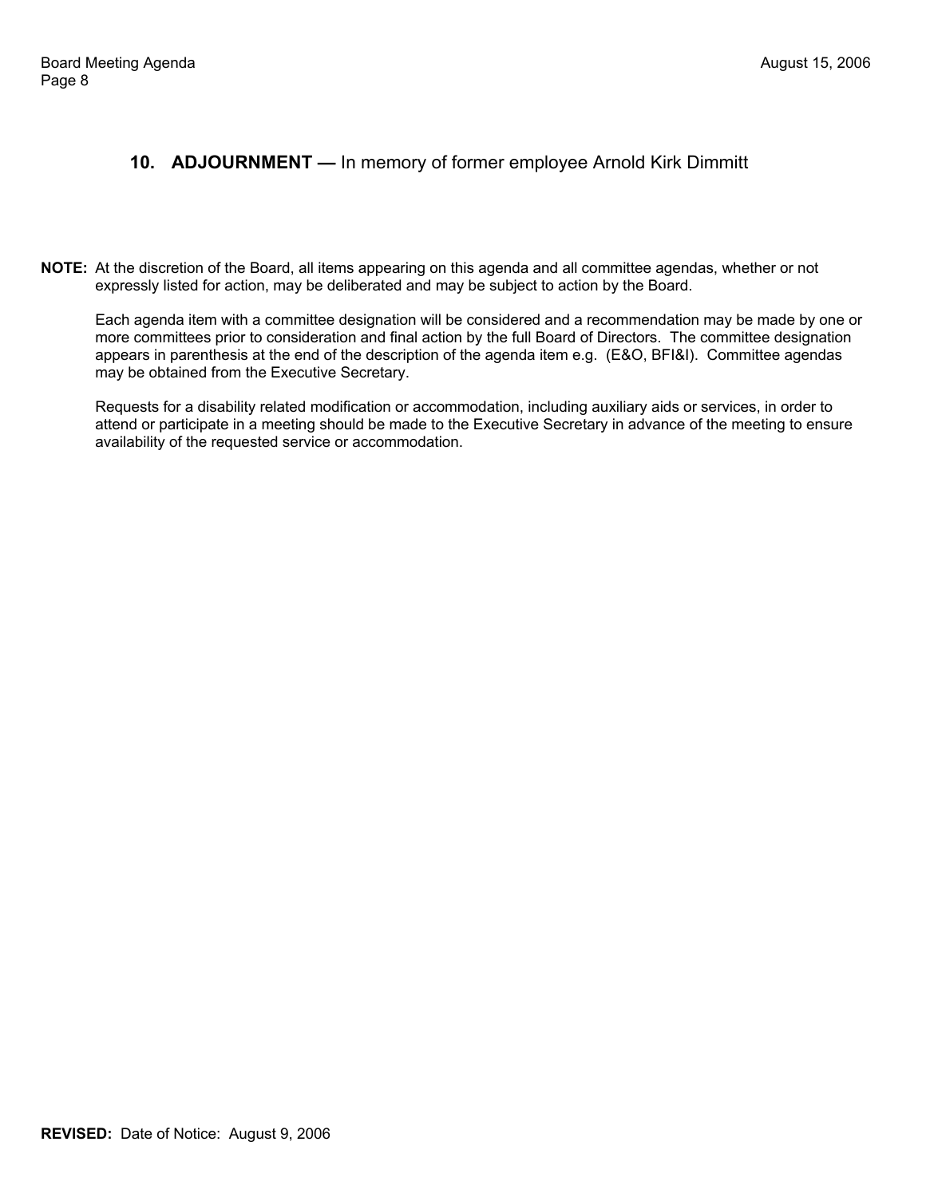**10. ADJOURNMENT —** In memory of former employee Arnold Kirk Dimmitt

**NOTE:** At the discretion of the Board, all items appearing on this agenda and all committee agendas, whether or not expressly listed for action, may be deliberated and may be subject to action by the Board.

Each agenda item with a committee designation will be considered and a recommendation may be made by one or more committees prior to consideration and final action by the full Board of Directors. The committee designation appears in parenthesis at the end of the description of the agenda item e.g. (E&O, BFI&I). Committee agendas may be obtained from the Executive Secretary.

Requests for a disability related modification or accommodation, including auxiliary aids or services, in order to attend or participate in a meeting should be made to the Executive Secretary in advance of the meeting to ensure availability of the requested service or accommodation.

**REVISED:** Date of Notice: August 9, 2006